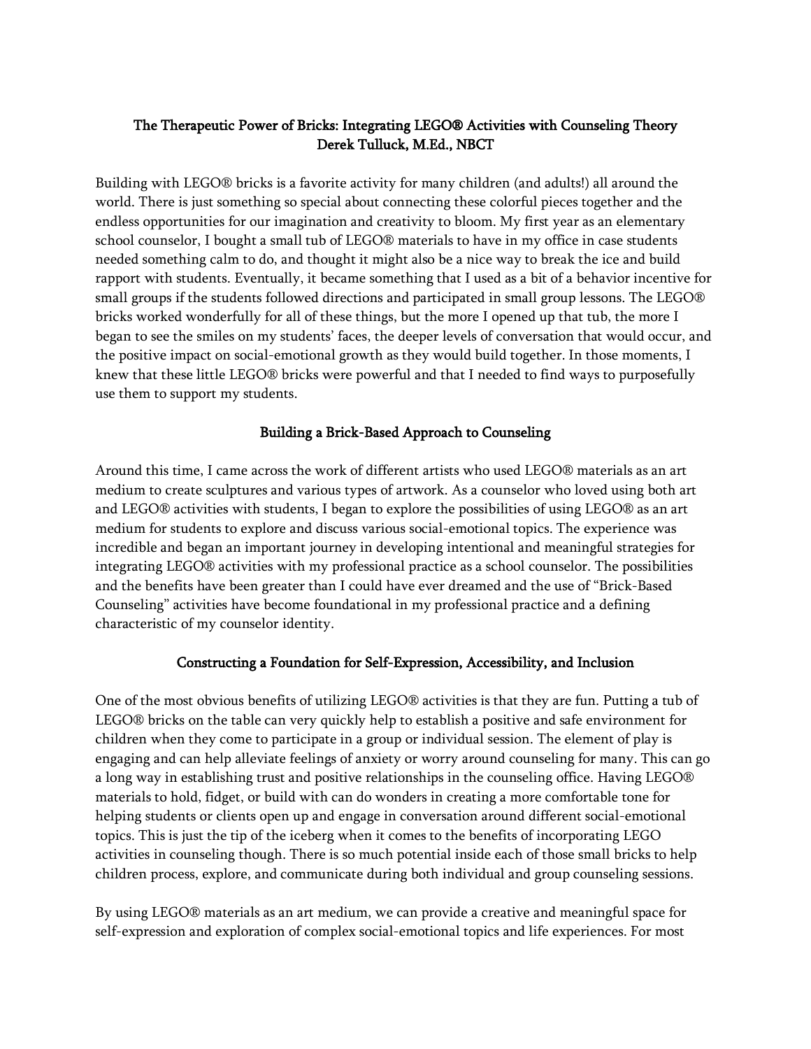# The Therapeutic Power of Bricks: Integrating LEGO® Activities with Counseling Theory

**Derek Tulluck, M.Ed., NBCT**

Building with LEGO® bricks is a favorite activity for many children (and adults!) all around the world. There is just something so special about connecting these colorful pieces together and the endless opportunities for our imagination and creativity to bloom. My first year as an elementary school counselor, I bought a small tub of LEGO® materials to have in my office in case students needed something calm to do, and thought it might also be a nice way to break the ice and build rapport with students. Eventually, it became something that I used as a bit of a behavior incentive for small groups if the students followed directions and participated in small group lessons. The LEGO® bricks worked wonderfully for all of these things, but the more I opened up that tub, the more I began to see the smiles on my students' faces, the deeper levels of conversation that would occur, and the positive impact on social-emotional growth as they would build together. In those moments, I knew that these little LEGO® bricks were powerful and that I needed to find ways to purposefully use them to support my students.

## Building a Brick-Based Approach to Counseling

Around this time, I came across the work of different artists who used LEGO® materials as an art medium to create sculptures and various types of artwork. As a counselor who loved using both art and LEGO® activities with students, I began to explore the possibilities of using LEGO® as an art medium for students to explore and discuss various social-emotional topics. The experience was incredible and began an important journey in developing intentional and meaningful strategies for integrating LEGO® activities with my professional practice as a school counselor. The possibilities and the benefits have been greater than I could have ever dreamed and the use of "Brick-Based Counseling" activities have become foundational in my professional practice and a defining characteristic of my counselor identity.

## Constructing a Foundation for Self-Expression, Accessibility, and Inclusion

One of the most obvious benefits of utilizing LEGO® activities is that they are fun. Putting a tub of LEGO® bricks on the table can very quickly help to establish a positive and safe environment for children when they come to participate in a group or individual session. The element of play is engaging and can help alleviate feelings of anxiety or worry around counseling for many. This can go a long way in establishing trust and positive relationships in the counseling office. Having LEGO® materials to hold, fidget, or build with can do wonders in creating a more comfortable tone for helping students or clients open up and engage in conversation around different social-emotional topics. This is just the tip of the iceberg when it comes to the benefits of incorporating LEGO activities in counseling though. There is so much potential inside each of those small bricks to help children process, explore, and communicate during both individual and group counseling sessions.

By using LEGO® materials as an art medium, we can provide a creative and meaningful space for self-expression and exploration of complex social-emotional topics and life experiences. For most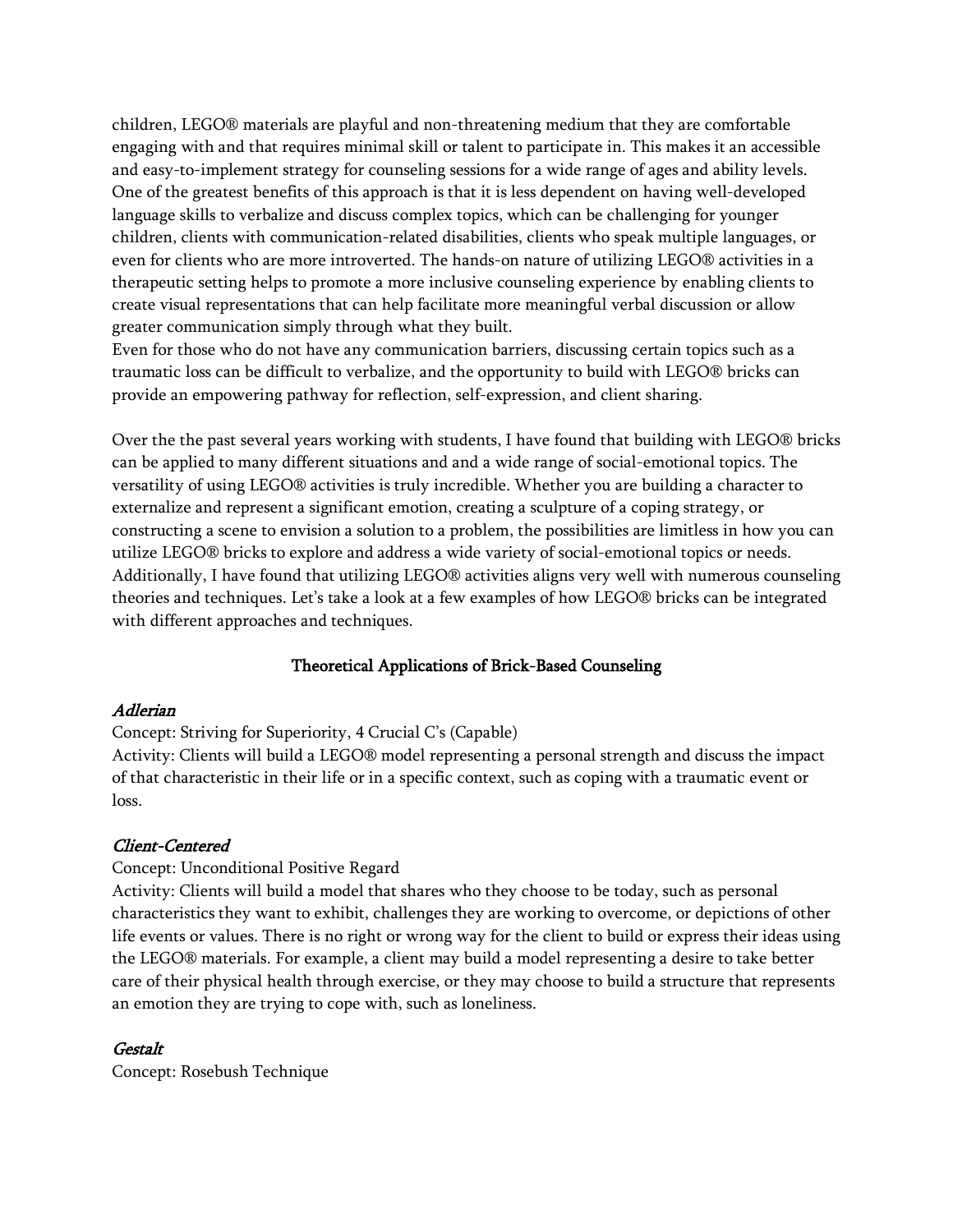children, LEGO® materials are playful and non-threatening medium that they are comfortable engaging with and that requires minimal skill or talent to participate in. This makes it an accessible and easy-to-implement strategy for counseling sessions for a wide range of ages and ability levels. One of the greatest benefits of this approach is that it is less dependent on having well-developed language skills to verbalize and discuss complex topics, which can be challenging for younger children, clients with communication-related disabilities, clients who speak multiple languages, or even for clients who are more introverted. The hands-on nature of utilizing LEGO® activities in a therapeutic setting helps to promote a more inclusive counseling experience by enabling clients to create visual representations that can help facilitate more meaningful verbal discussion or allow greater communication simply through what they built.
Even for those who do not have any communication barriers, discussing certain topics such as a traumatic loss can be difficult to verbalize, and the opportunity to build with LEGO® bricks can provide an empowering pathway for reflection, self-expression, and client sharing.

Over the the past several years working with students, I have found that building with LEGO® bricks can be applied to many different situations and and a wide range of social-emotional topics. The versatility of using LEGO® activities is truly incredible. Whether you are building a character to externalize and represent a significant emotion, creating a sculpture of a coping strategy, or constructing a scene to envision a solution to a problem, the possibilities are limitless in how you can utilize LEGO® bricks to explore and address a wide variety of social-emotional topics or needs. Additionally, I have found that utilizing LEGO® activities aligns very well with numerous counseling theories and techniques. Let's take a look at a few examples of how LEGO® bricks can be integrated with different approaches and techniques.

## Theoretical Applications of Brick-Based Counseling

### *Adlerian*

Concept: Striving for Superiority, 4 Crucial C's (Capable)
Activity: Clients will build a LEGO® model representing a personal strength and discuss the impact of that characteristic in their life or in a specific context, such as coping with a traumatic event or loss.

### *Client-Centered*

Concept: Unconditional Positive Regard
Activity: Clients will build a model that shares who they choose to be today, such as personal characteristics they want to exhibit, challenges they are working to overcome, or depictions of other life events or values. There is no right or wrong way for the client to build or express their ideas using the LEGO® materials. For example, a client may build a model representing a desire to take better care of their physical health through exercise, or they may choose to build a structure that represents an emotion they are trying to cope with, such as loneliness.

### *Gestalt*

Concept: Rosebush Technique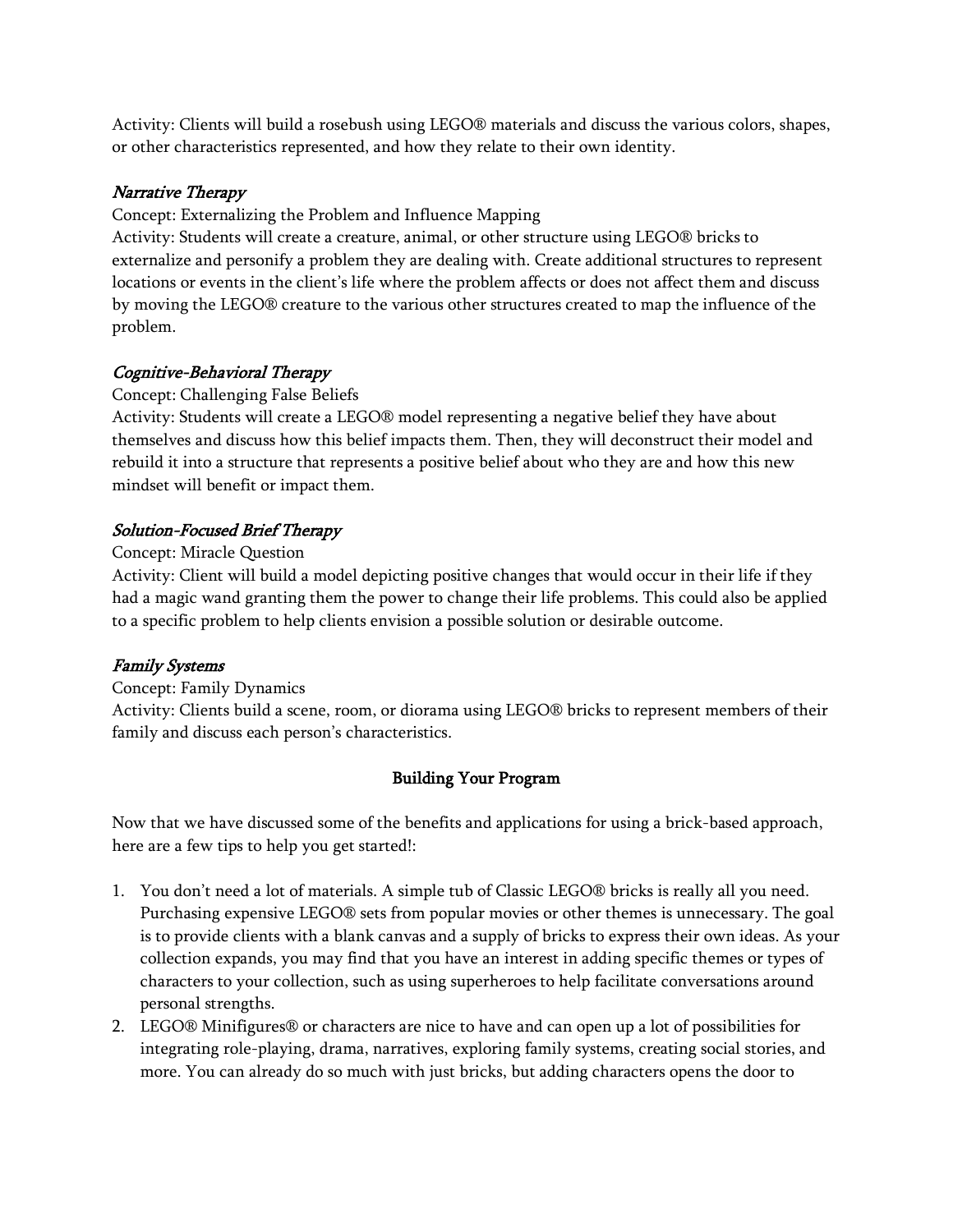Activity: Clients will build a rosebush using LEGO® materials and discuss the various colors, shapes, or other characteristics represented, and how they relate to their own identity.

*Narrative Therapy*

Concept: Externalizing the Problem and Influence Mapping

Activity: Students will create a creature, animal, or other structure using LEGO® bricks to externalize and personify a problem they are dealing with. Create additional structures to represent locations or events in the client's life where the problem affects or does not affect them and discuss by moving the LEGO® creature to the various other structures created to map the influence of the problem.

*Cognitive-Behavioral Therapy*

Concept: Challenging False Beliefs

Activity: Students will create a LEGO® model representing a negative belief they have about themselves and discuss how this belief impacts them. Then, they will deconstruct their model and rebuild it into a structure that represents a positive belief about who they are and how this new mindset will benefit or impact them.

*Solution-Focused Brief Therapy*

Concept: Miracle Question

Activity: Client will build a model depicting positive changes that would occur in their life if they had a magic wand granting them the power to change their life problems. This could also be applied to a specific problem to help clients envision a possible solution or desirable outcome.

*Family Systems*

Concept: Family Dynamics

Activity: Clients build a scene, room, or diorama using LEGO® bricks to represent members of their family and discuss each person's characteristics.

## Building Your Program

Now that we have discussed some of the benefits and applications for using a brick-based approach, here are a few tips to help you get started!:

1. You don't need a lot of materials. A simple tub of Classic LEGO® bricks is really all you need. Purchasing expensive LEGO® sets from popular movies or other themes is unnecessary. The goal is to provide clients with a blank canvas and a supply of bricks to express their own ideas. As your collection expands, you may find that you have an interest in adding specific themes or types of characters to your collection, such as using superheroes to help facilitate conversations around personal strengths.
2. LEGO® Minifigures® or characters are nice to have and can open up a lot of possibilities for integrating role-playing, drama, narratives, exploring family systems, creating social stories, and more. You can already do so much with just bricks, but adding characters opens the door to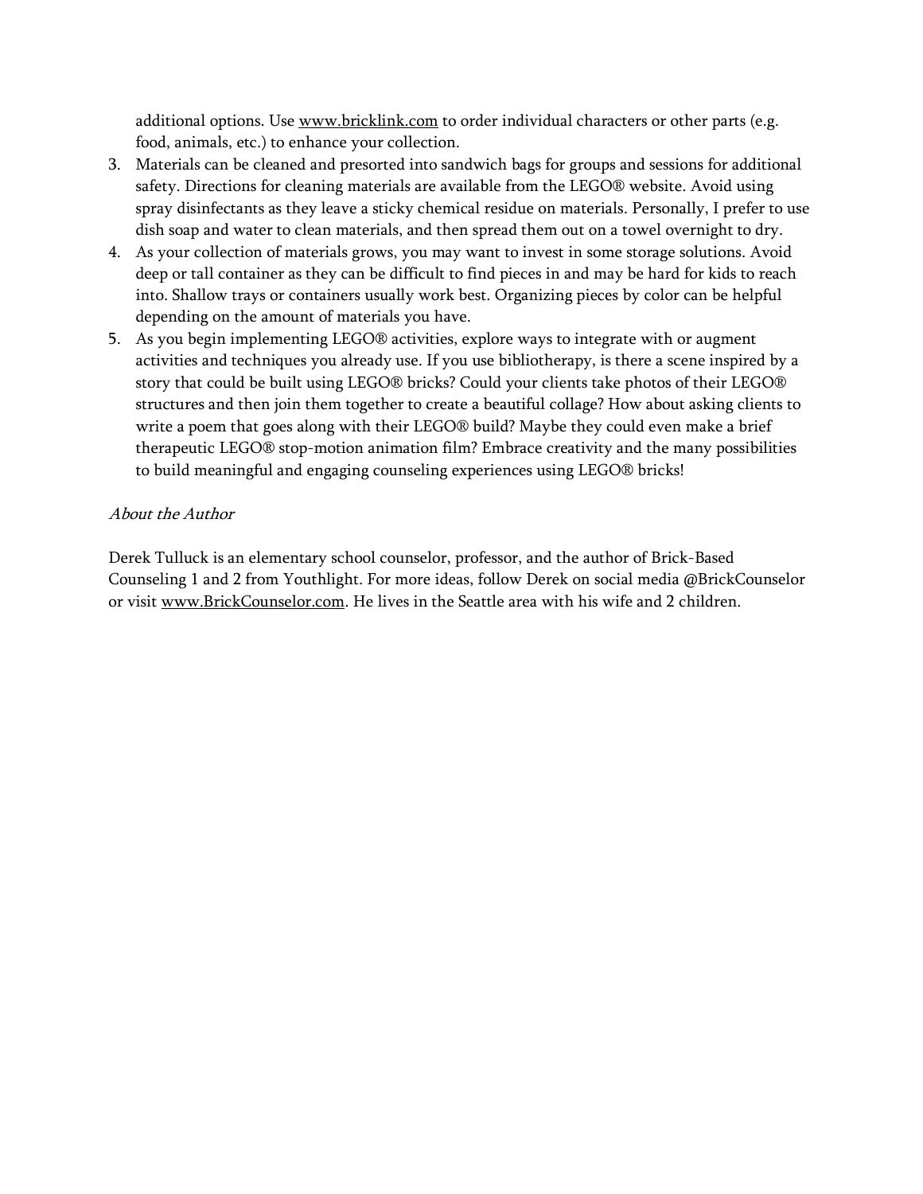additional options. Use www.bricklink.com to order individual characters or other parts (e.g. food, animals, etc.) to enhance your collection.

3. Materials can be cleaned and presorted into sandwich bags for groups and sessions for additional safety. Directions for cleaning materials are available from the LEGO® website. Avoid using spray disinfectants as they leave a sticky chemical residue on materials. Personally, I prefer to use dish soap and water to clean materials, and then spread them out on a towel overnight to dry.
4. As your collection of materials grows, you may want to invest in some storage solutions. Avoid deep or tall container as they can be difficult to find pieces in and may be hard for kids to reach into. Shallow trays or containers usually work best. Organizing pieces by color can be helpful depending on the amount of materials you have.
5. As you begin implementing LEGO® activities, explore ways to integrate with or augment activities and techniques you already use. If you use bibliotherapy, is there a scene inspired by a story that could be built using LEGO® bricks? Could your clients take photos of their LEGO® structures and then join them together to create a beautiful collage? How about asking clients to write a poem that goes along with their LEGO® build? Maybe they could even make a brief therapeutic LEGO® stop-motion animation film? Embrace creativity and the many possibilities to build meaningful and engaging counseling experiences using LEGO® bricks!

*About the Author*

Derek Tulluck is an elementary school counselor, professor, and the author of Brick-Based Counseling 1 and 2 from Youthlight. For more ideas, follow Derek on social media @BrickCounselor or visit www.BrickCounselor.com. He lives in the Seattle area with his wife and 2 children.